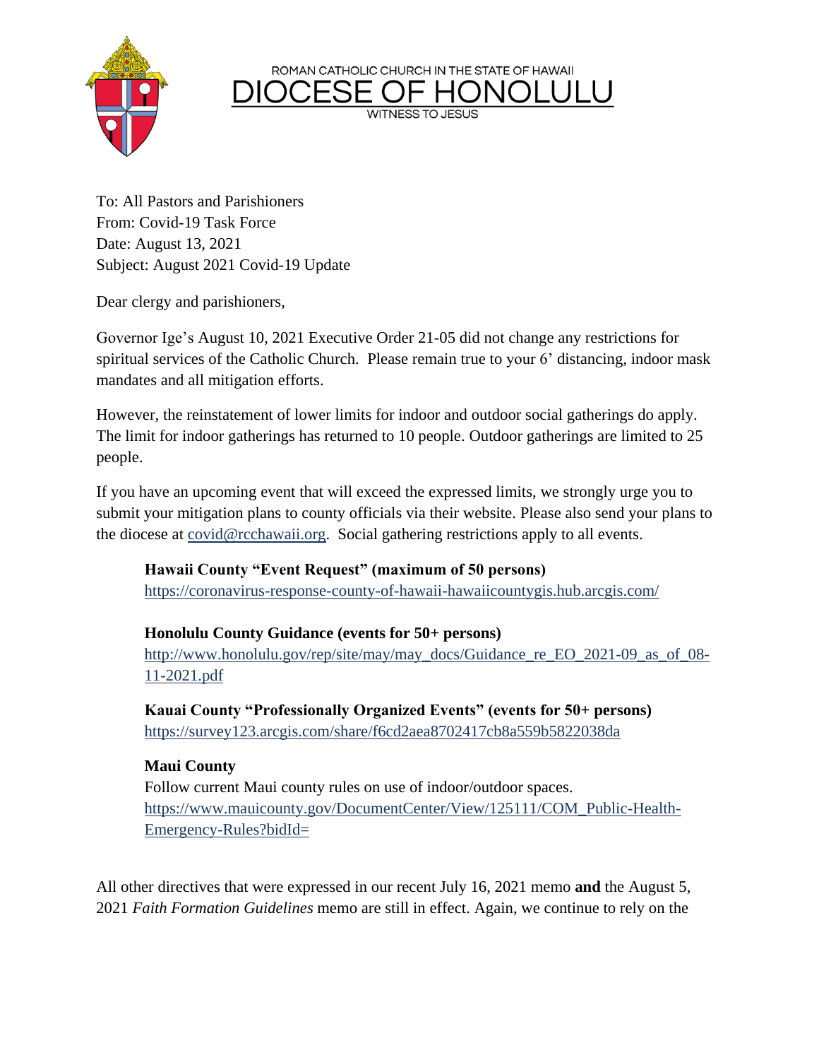ROMAN CATHOLIC CHURCH IN THE STATE OF HAWAII

# DIOCESE OF HONOLULU

WITNESS TO JESUS

To: All Pastors and Parishioners
From: Covid-19 Task Force
Date: August 13, 2021
Subject: August 2021 Covid-19 Update

Dear clergy and parishioners,

Governor Ige's August 10, 2021 Executive Order 21-05 did not change any restrictions for spiritual services of the Catholic Church. Please remain true to your 6' distancing, indoor mask mandates and all mitigation efforts.

However, the reinstatement of lower limits for indoor and outdoor social gatherings do apply. The limit for indoor gatherings has returned to 10 people. Outdoor gatherings are limited to 25 people.

If you have an upcoming event that will exceed the expressed limits, we strongly urge you to submit your mitigation plans to county officials via their website. Please also send your plans to the diocese at covid@rcchawaii.org. Social gathering restrictions apply to all events.

**Hawaii County "Event Request" (maximum of 50 persons)**
https://coronavirus-response-county-of-hawaii-hawaiicountygis.hub.arcgis.com/

**Honolulu County Guidance (events for 50+ persons)**
http://www.honolulu.gov/rep/site/may/may_docs/Guidance_re_EO_2021-09_as_of_08-11-2021.pdf

**Kauai County "Professionally Organized Events" (events for 50+ persons)**
https://survey123.arcgis.com/share/f6cd2aea8702417cb8a559b5822038da

**Maui County**
Follow current Maui county rules on use of indoor/outdoor spaces.
https://www.mauicounty.gov/DocumentCenter/View/125111/COM_Public-Health-Emergency-Rules?bidId=

All other directives that were expressed in our recent July 16, 2021 memo **and** the August 5, 2021 *Faith Formation Guidelines* memo are still in effect. Again, we continue to rely on the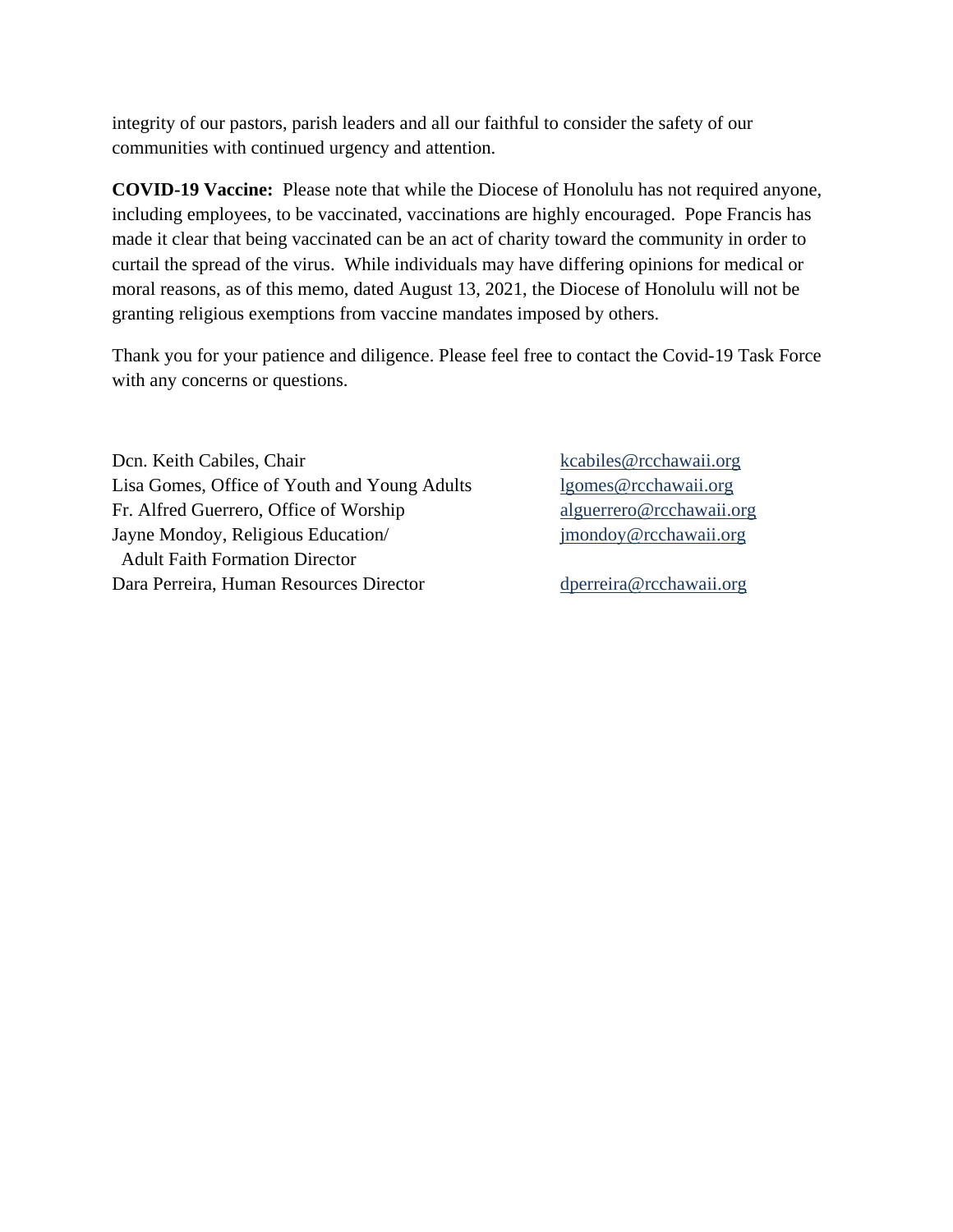integrity of our pastors, parish leaders and all our faithful to consider the safety of our communities with continued urgency and attention.

**COVID-19 Vaccine:** Please note that while the Diocese of Honolulu has not required anyone, including employees, to be vaccinated, vaccinations are highly encouraged. Pope Francis has made it clear that being vaccinated can be an act of charity toward the community in order to curtail the spread of the virus. While individuals may have differing opinions for medical or moral reasons, as of this memo, dated August 13, 2021, the Diocese of Honolulu will not be granting religious exemptions from vaccine mandates imposed by others.

Thank you for your patience and diligence. Please feel free to contact the Covid-19 Task Force with any concerns or questions.

| | |
|---|---|
| Dcn. Keith Cabiles, Chair | kcabiles@rcchawaii.org |
| Lisa Gomes, Office of Youth and Young Adults | lgomes@rcchawaii.org |
| Fr. Alfred Guerrero, Office of Worship | alguerrero@rcchawaii.org |
| Jayne Mondoy, Religious Education/ Adult Faith Formation Director | jmondoy@rcchawaii.org |
| Dara Perreira, Human Resources Director | dperreira@rcchawaii.org |